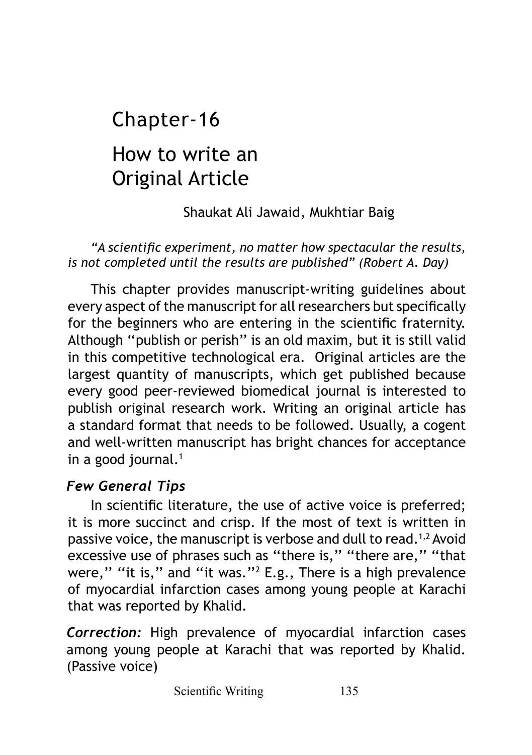# Chapter-16

# How to write an Original Article

Shaukat Ali Jawaid, Mukhtiar Baig

*"A scientific experiment, no matter how spectacular the results, is not completed until the results are published" (Robert A. Day)*

This chapter provides manuscript-writing guidelines about every aspect of the manuscript for all researchers but specifically for the beginners who are entering in the scientific fraternity. Although "publish or perish" is an old maxim, but it is still valid in this competitive technological era. Original articles are the largest quantity of manuscripts, which get published because every good peer-reviewed biomedical journal is interested to publish original research work. Writing an original article has a standard format that needs to be followed. Usually, a cogent and well-written manuscript has bright chances for acceptance in a good journal.[1]

### *Few General Tips*

In scientific literature, the use of active voice is preferred; it is more succinct and crisp. If the most of text is written in passive voice, the manuscript is verbose and dull to read.[1,2] Avoid excessive use of phrases such as "there is," "there are," "that were," "it is," and "it was."[2] E.g., There is a high prevalence of myocardial infarction cases among young people at Karachi that was reported by Khalid.

***Correction:*** High prevalence of myocardial infarction cases among young people at Karachi that was reported by Khalid. (Passive voice)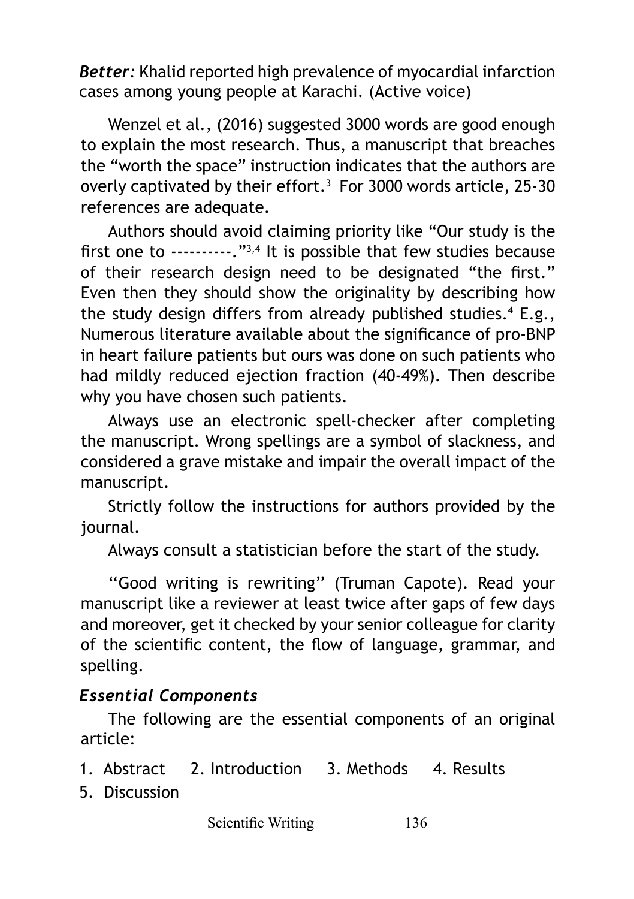***Better:*** Khalid reported high prevalence of myocardial infarction cases among young people at Karachi. (Active voice)

Wenzel et al., (2016) suggested 3000 words are good enough to explain the most research. Thus, a manuscript that breaches the "worth the space" instruction indicates that the authors are overly captivated by their effort.[3] For 3000 words article, 25-30 references are adequate.

Authors should avoid claiming priority like "Our study is the first one to ----------."[3,4] It is possible that few studies because of their research design need to be designated "the first." Even then they should show the originality by describing how the study design differs from already published studies.[4] E.g., Numerous literature available about the significance of pro-BNP in heart failure patients but ours was done on such patients who had mildly reduced ejection fraction (40-49%). Then describe why you have chosen such patients.

Always use an electronic spell-checker after completing the manuscript. Wrong spellings are a symbol of slackness, and considered a grave mistake and impair the overall impact of the manuscript.

Strictly follow the instructions for authors provided by the journal.

Always consult a statistician before the start of the study.

''Good writing is rewriting'' (Truman Capote). Read your manuscript like a reviewer at least twice after gaps of few days and moreover, get it checked by your senior colleague for clarity of the scientific content, the flow of language, grammar, and spelling.

### *Essential Components*

The following are the essential components of an original article:

1. Abstract
2. Introduction
3. Methods
4. Results
5. Discussion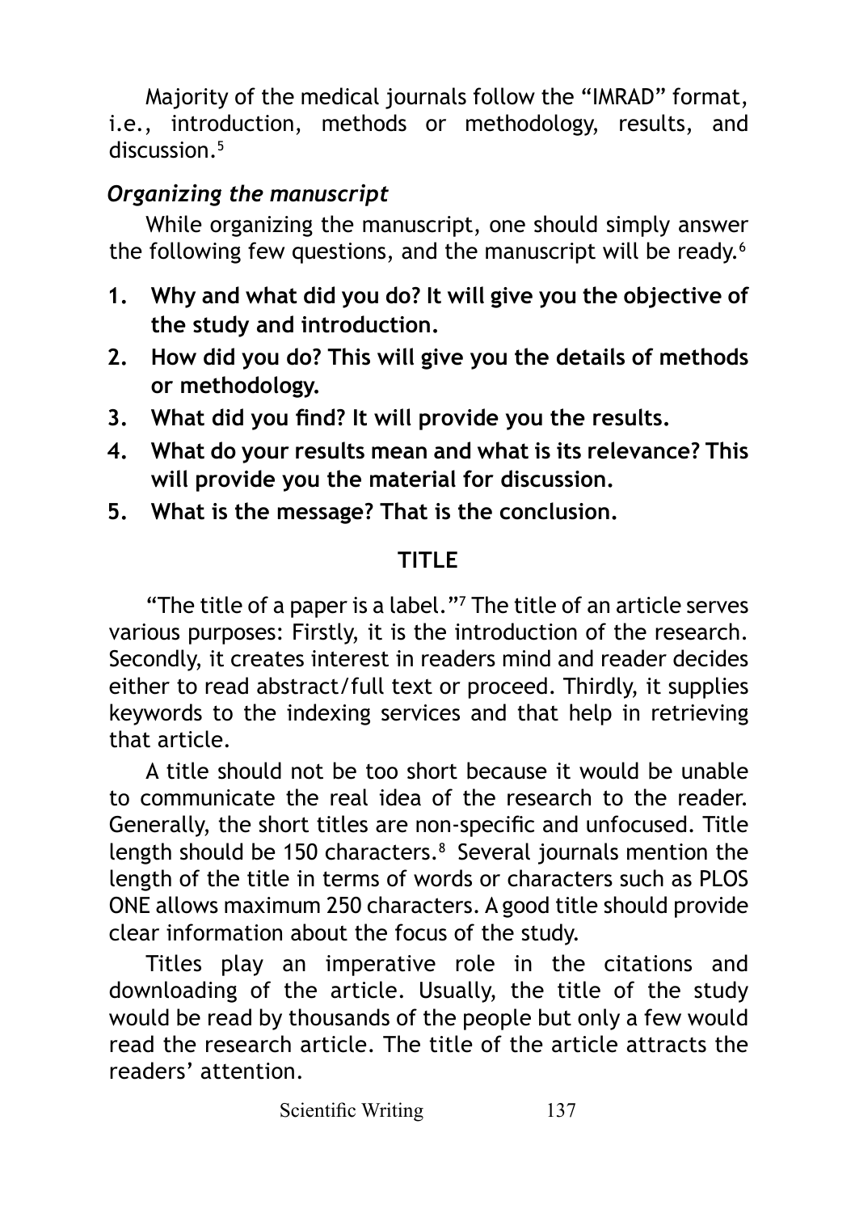Majority of the medical journals follow the "IMRAD" format, i.e., introduction, methods or methodology, results, and discussion.[5]

### *Organizing the manuscript*

While organizing the manuscript, one should simply answer the following few questions, and the manuscript will be ready.[6]

1. **Why and what did you do? It will give you the objective of the study and introduction.**
2. **How did you do? This will give you the details of methods or methodology.**
3. **What did you find? It will provide you the results.**
4. **What do your results mean and what is its relevance? This will provide you the material for discussion.**
5. **What is the message? That is the conclusion.**

## TITLE

"The title of a paper is a label."[7] The title of an article serves various purposes: Firstly, it is the introduction of the research. Secondly, it creates interest in readers mind and reader decides either to read abstract/full text or proceed. Thirdly, it supplies keywords to the indexing services and that help in retrieving that article.

A title should not be too short because it would be unable to communicate the real idea of the research to the reader. Generally, the short titles are non-specific and unfocused. Title length should be 150 characters.[8] Several journals mention the length of the title in terms of words or characters such as PLOS ONE allows maximum 250 characters. A good title should provide clear information about the focus of the study.

Titles play an imperative role in the citations and downloading of the article. Usually, the title of the study would be read by thousands of the people but only a few would read the research article. The title of the article attracts the readers' attention.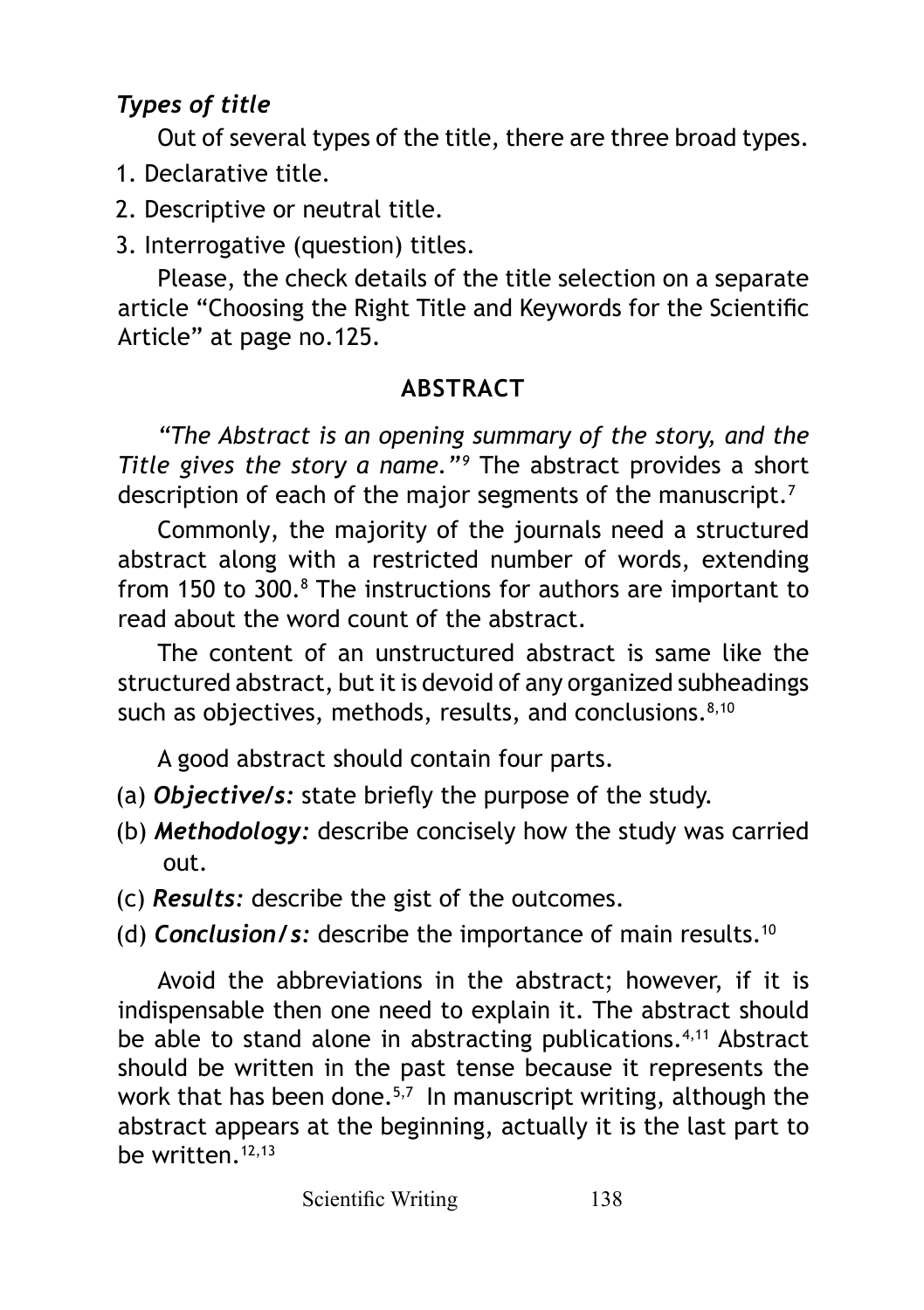### *Types of title*

Out of several types of the title, there are three broad types.

1. Declarative title.
2. Descriptive or neutral title.
3. Interrogative (question) titles.

Please, the check details of the title selection on a separate article "Choosing the Right Title and Keywords for the Scientific Article" at page no.125.

## ABSTRACT

*"The Abstract is an opening summary of the story, and the Title gives the story a name."*[9] The abstract provides a short description of each of the major segments of the manuscript.[7]

Commonly, the majority of the journals need a structured abstract along with a restricted number of words, extending from 150 to 300.[8] The instructions for authors are important to read about the word count of the abstract.

The content of an unstructured abstract is same like the structured abstract, but it is devoid of any organized subheadings such as objectives, methods, results, and conclusions.[8,10]

A good abstract should contain four parts.

(a) ***Objective/s:*** state briefly the purpose of the study.

(b) ***Methodology:*** describe concisely how the study was carried out.

(c) ***Results:*** describe the gist of the outcomes.

(d) ***Conclusion/s:*** describe the importance of main results.[10]

Avoid the abbreviations in the abstract; however, if it is indispensable then one need to explain it. The abstract should be able to stand alone in abstracting publications.[4,11] Abstract should be written in the past tense because it represents the work that has been done.[5,7] In manuscript writing, although the abstract appears at the beginning, actually it is the last part to be written.[12,13]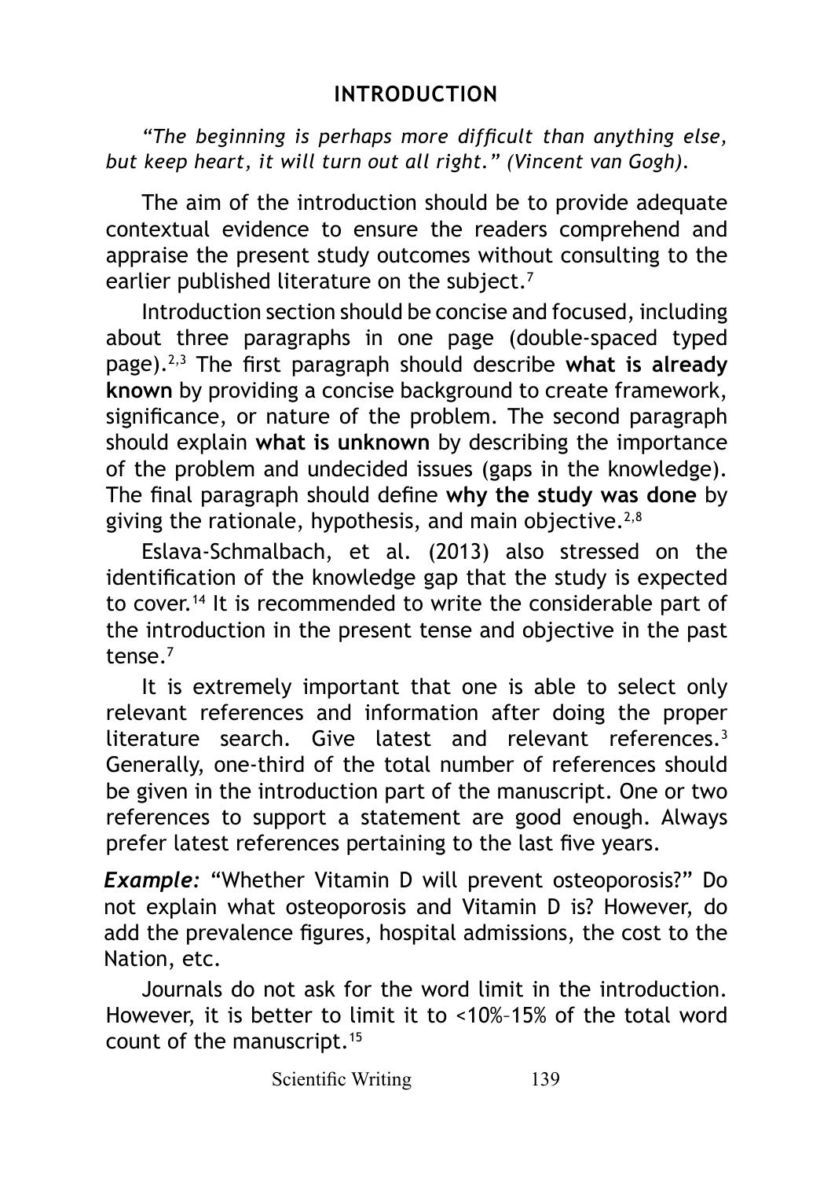## INTRODUCTION

*"The beginning is perhaps more difficult than anything else, but keep heart, it will turn out all right." (Vincent van Gogh).*

The aim of the introduction should be to provide adequate contextual evidence to ensure the readers comprehend and appraise the present study outcomes without consulting to the earlier published literature on the subject.[7]

Introduction section should be concise and focused, including about three paragraphs in one page (double-spaced typed page).[2,3] The first paragraph should describe **what is already known** by providing a concise background to create framework, significance, or nature of the problem. The second paragraph should explain **what is unknown** by describing the importance of the problem and undecided issues (gaps in the knowledge). The final paragraph should define **why the study was done** by giving the rationale, hypothesis, and main objective.[2,8]

Eslava-Schmalbach, et al. (2013) also stressed on the identification of the knowledge gap that the study is expected to cover.[14] It is recommended to write the considerable part of the introduction in the present tense and objective in the past tense.[7]

It is extremely important that one is able to select only relevant references and information after doing the proper literature search. Give latest and relevant references.[3] Generally, one-third of the total number of references should be given in the introduction part of the manuscript. One or two references to support a statement are good enough. Always prefer latest references pertaining to the last five years.

***Example:*** "Whether Vitamin D will prevent osteoporosis?" Do not explain what osteoporosis and Vitamin D is? However, do add the prevalence figures, hospital admissions, the cost to the Nation, etc.

Journals do not ask for the word limit in the introduction. However, it is better to limit it to <10%–15% of the total word count of the manuscript.[15]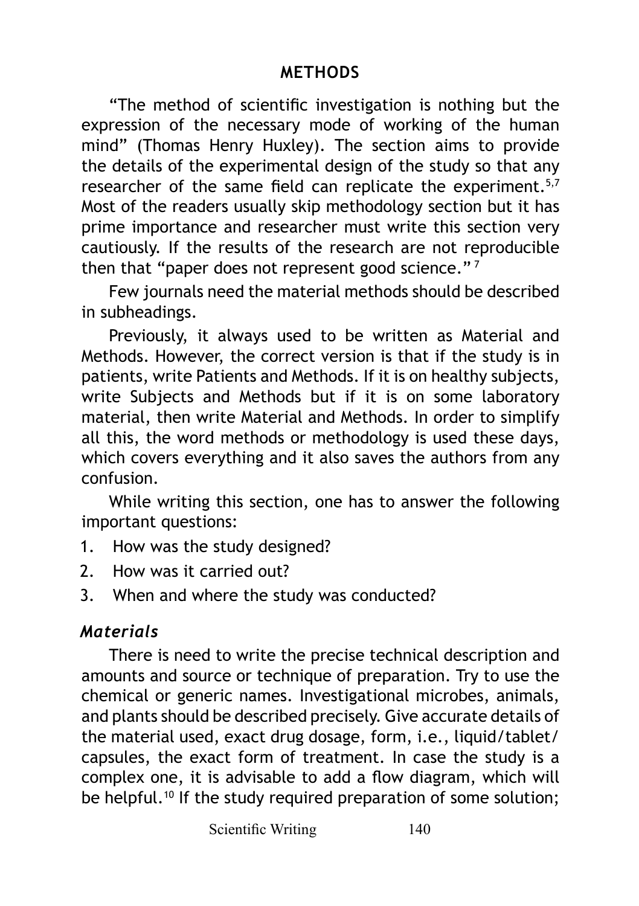## METHODS

"The method of scientific investigation is nothing but the expression of the necessary mode of working of the human mind" (Thomas Henry Huxley). The section aims to provide the details of the experimental design of the study so that any researcher of the same field can replicate the experiment.[5,7] Most of the readers usually skip methodology section but it has prime importance and researcher must write this section very cautiously. If the results of the research are not reproducible then that "paper does not represent good science."[7]

Few journals need the material methods should be described in subheadings.

Previously, it always used to be written as Material and Methods. However, the correct version is that if the study is in patients, write Patients and Methods. If it is on healthy subjects, write Subjects and Methods but if it is on some laboratory material, then write Material and Methods. In order to simplify all this, the word methods or methodology is used these days, which covers everything and it also saves the authors from any confusion.

While writing this section, one has to answer the following important questions:

1. How was the study designed?
2. How was it carried out?
3. When and where the study was conducted?

### *Materials*

There is need to write the precise technical description and amounts and source or technique of preparation. Try to use the chemical or generic names. Investigational microbes, animals, and plants should be described precisely. Give accurate details of the material used, exact drug dosage, form, i.e., liquid/tablet/capsules, the exact form of treatment. In case the study is a complex one, it is advisable to add a flow diagram, which will be helpful.[10] If the study required preparation of some solution;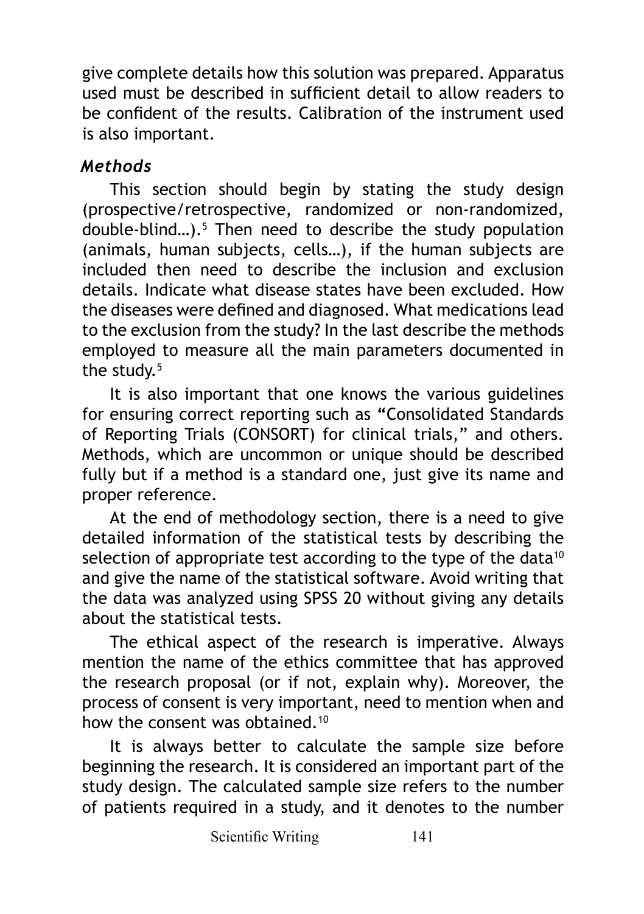give complete details how this solution was prepared. Apparatus used must be described in sufficient detail to allow readers to be confident of the results. Calibration of the instrument used is also important.

### *Methods*

This section should begin by stating the study design (prospective/retrospective, randomized or non-randomized, double-blind…).[5] Then need to describe the study population (animals, human subjects, cells…), if the human subjects are included then need to describe the inclusion and exclusion details. Indicate what disease states have been excluded. How the diseases were defined and diagnosed. What medications lead to the exclusion from the study? In the last describe the methods employed to measure all the main parameters documented in the study.[5]

It is also important that one knows the various guidelines for ensuring correct reporting such as "Consolidated Standards of Reporting Trials (CONSORT) for clinical trials," and others. Methods, which are uncommon or unique should be described fully but if a method is a standard one, just give its name and proper reference.

At the end of methodology section, there is a need to give detailed information of the statistical tests by describing the selection of appropriate test according to the type of the data[10] and give the name of the statistical software. Avoid writing that the data was analyzed using SPSS 20 without giving any details about the statistical tests.

The ethical aspect of the research is imperative. Always mention the name of the ethics committee that has approved the research proposal (or if not, explain why). Moreover, the process of consent is very important, need to mention when and how the consent was obtained.[10]

It is always better to calculate the sample size before beginning the research. It is considered an important part of the study design. The calculated sample size refers to the number of patients required in a study, and it denotes to the number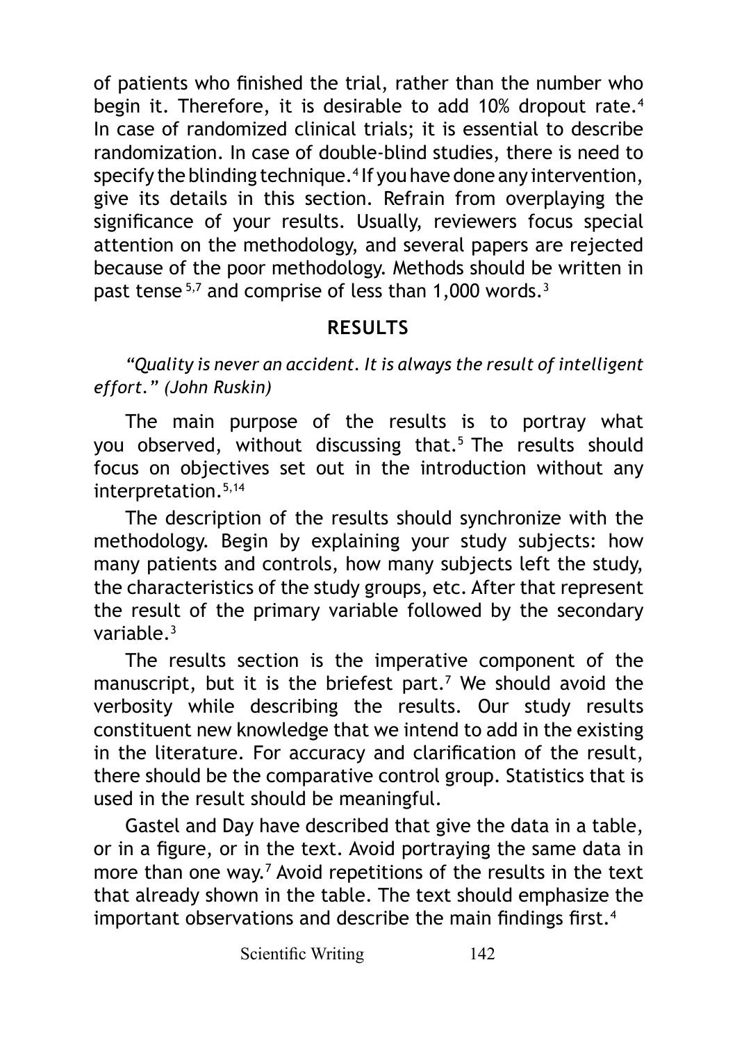of patients who finished the trial, rather than the number who begin it. Therefore, it is desirable to add 10% dropout rate.[4] In case of randomized clinical trials; it is essential to describe randomization. In case of double-blind studies, there is need to specify the blinding technique.[4] If you have done any intervention, give its details in this section. Refrain from overplaying the significance of your results. Usually, reviewers focus special attention on the methodology, and several papers are rejected because of the poor methodology. Methods should be written in past tense[5,7] and comprise of less than 1,000 words.[3]

## RESULTS

*"Quality is never an accident. It is always the result of intelligent effort." (John Ruskin)*

The main purpose of the results is to portray what you observed, without discussing that.[5] The results should focus on objectives set out in the introduction without any interpretation.[5,14]

The description of the results should synchronize with the methodology. Begin by explaining your study subjects: how many patients and controls, how many subjects left the study, the characteristics of the study groups, etc. After that represent the result of the primary variable followed by the secondary variable.[3]

The results section is the imperative component of the manuscript, but it is the briefest part.[7] We should avoid the verbosity while describing the results. Our study results constituent new knowledge that we intend to add in the existing in the literature. For accuracy and clarification of the result, there should be the comparative control group. Statistics that is used in the result should be meaningful.

Gastel and Day have described that give the data in a table, or in a figure, or in the text. Avoid portraying the same data in more than one way.[7] Avoid repetitions of the results in the text that already shown in the table. The text should emphasize the important observations and describe the main findings first.[4]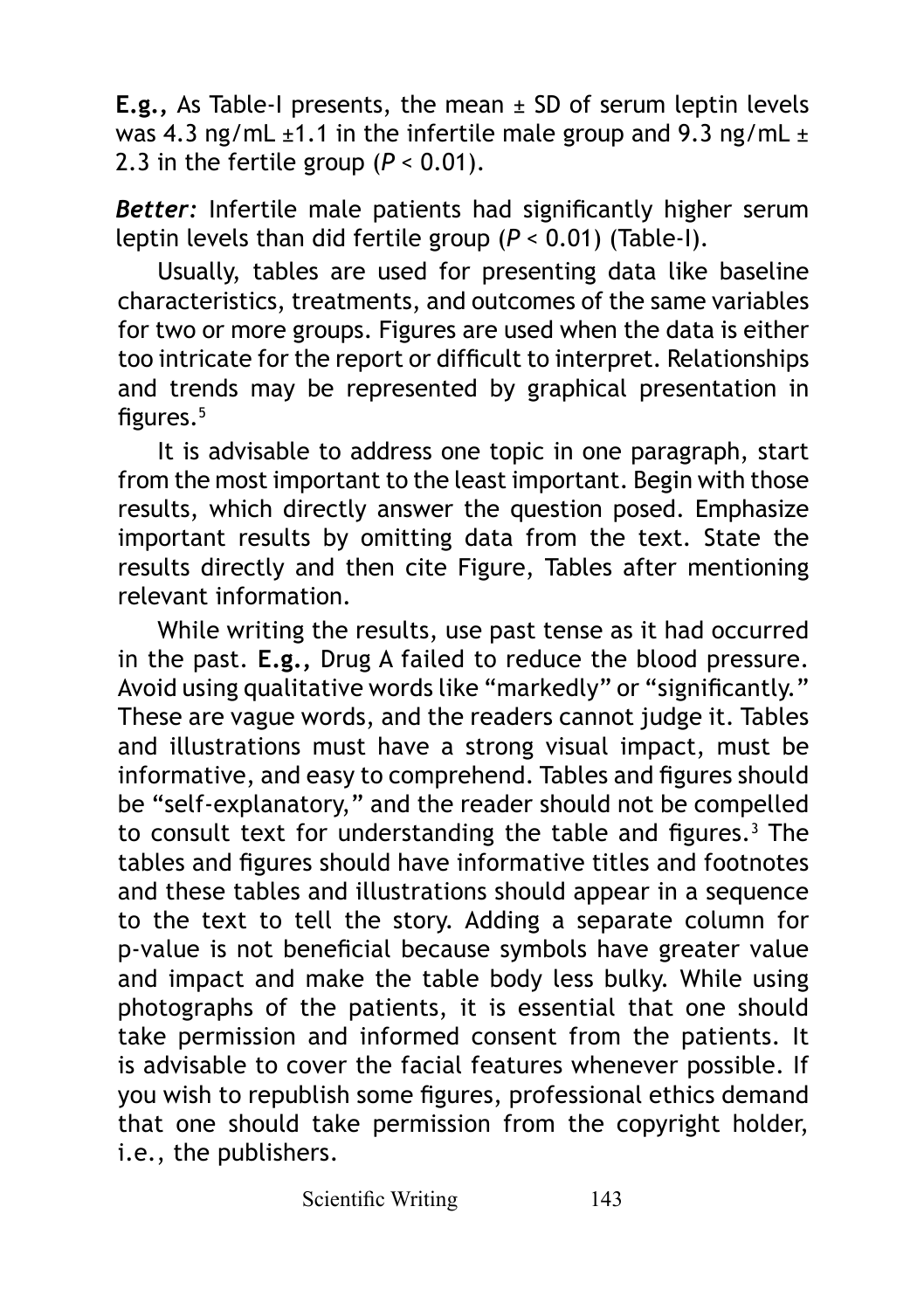**E.g.,** As Table-I presents, the mean ± SD of serum leptin levels was 4.3 ng/mL ±1.1 in the infertile male group and 9.3 ng/mL ± 2.3 in the fertile group ($P < 0.01$).

***Better:*** Infertile male patients had significantly higher serum leptin levels than did fertile group ($P < 0.01$) (Table-I).

Usually, tables are used for presenting data like baseline characteristics, treatments, and outcomes of the same variables for two or more groups. Figures are used when the data is either too intricate for the report or difficult to interpret. Relationships and trends may be represented by graphical presentation in figures.[5]

It is advisable to address one topic in one paragraph, start from the most important to the least important. Begin with those results, which directly answer the question posed. Emphasize important results by omitting data from the text. State the results directly and then cite Figure, Tables after mentioning relevant information.

While writing the results, use past tense as it had occurred in the past. **E.g.,** Drug A failed to reduce the blood pressure. Avoid using qualitative words like "markedly" or "significantly." These are vague words, and the readers cannot judge it. Tables and illustrations must have a strong visual impact, must be informative, and easy to comprehend. Tables and figures should be "self-explanatory," and the reader should not be compelled to consult text for understanding the table and figures.[3] The tables and figures should have informative titles and footnotes and these tables and illustrations should appear in a sequence to the text to tell the story. Adding a separate column for p-value is not beneficial because symbols have greater value and impact and make the table body less bulky. While using photographs of the patients, it is essential that one should take permission and informed consent from the patients. It is advisable to cover the facial features whenever possible. If you wish to republish some figures, professional ethics demand that one should take permission from the copyright holder, i.e., the publishers.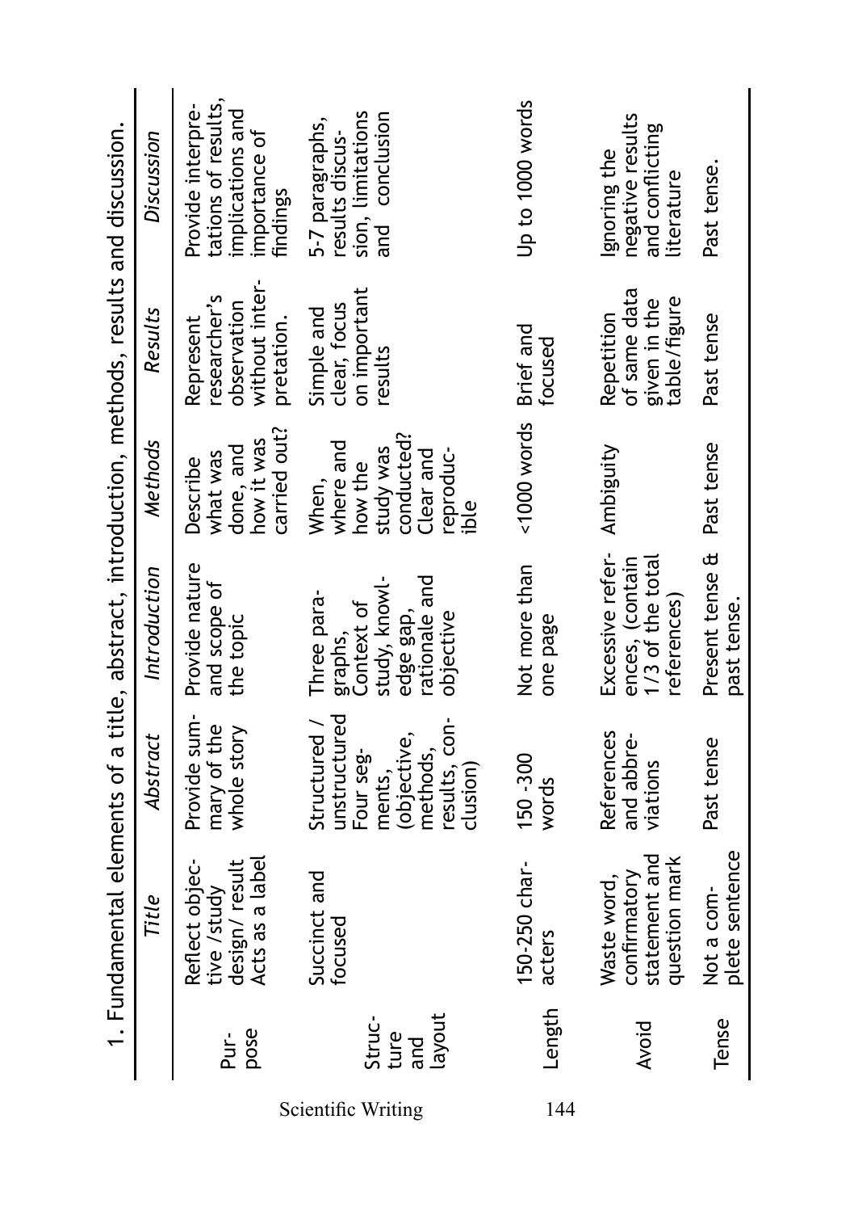1. Fundamental elements of a title, abstract, introduction, methods, results and discussion.

| | *Title* | *Abstract* | *Introduction* | *Methods* | *Results* | *Discussion* |
|---|---|---|---|---|---|---|
| Purpose | Reflect objective /study design/ result Acts as a label | Provide summary of the whole story | Provide nature and scope of the topic | Describe what was done, and how it was carried out? | Represent researcher's observation without interpretation. | Provide interpretations of results, implications and importance of findings |
| Structure and layout | Succinct and focused | Structured / unstructured Four segments, (objective, methods, results, conclusion) | Three paragraphs, Context of study, knowledge gap, rationale and objective | When, where and how the study was conducted? Clear and reproducible | Simple and clear, focus on important results | 5-7 paragraphs, results discussion, limitations and conclusion |
| Length | 150-250 characters | 150 -300 words | Not more than one page | <1000 words | Brief and focused | Up to 1000 words |
| Avoid | Waste word, confirmatory statement and question mark | References and abbreviations | Excessive references, (contain 1/3 of the total references) | Ambiguity | Repetition of same data given in the table/figure | Ignoring the negative results and conflicting literature |
| Tense | Not a complete sentence | Past tense | Present tense & past tense. | Past tense | Past tense | Past tense. |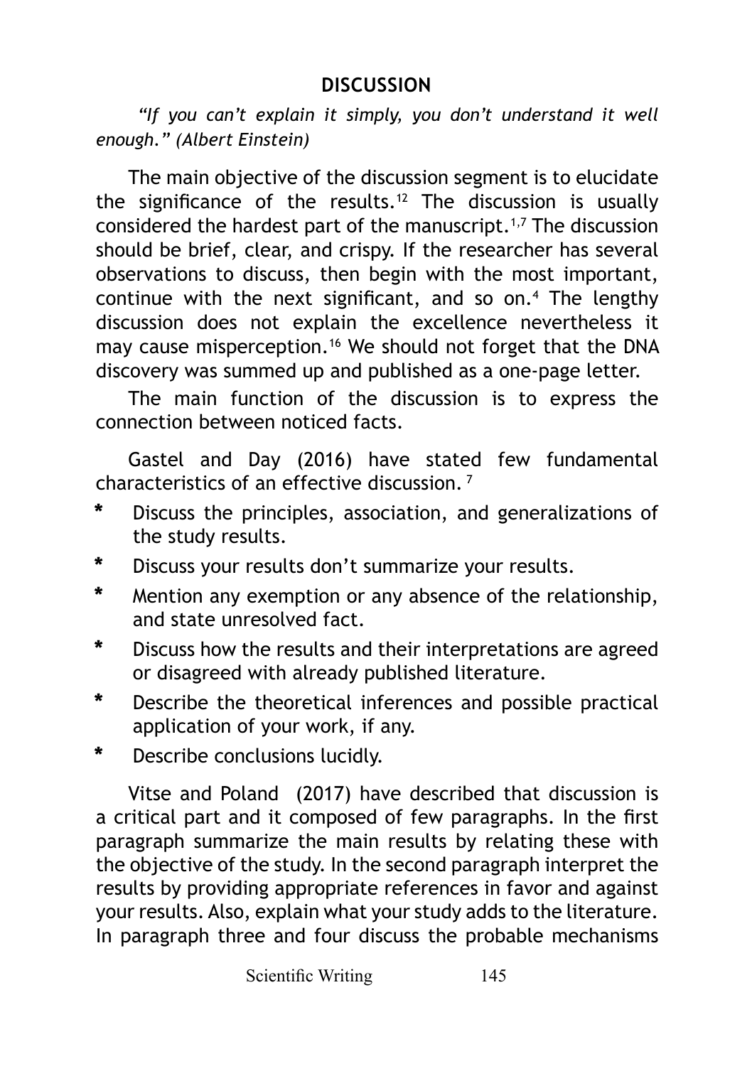## DISCUSSION

*"If you can't explain it simply, you don't understand it well enough." (Albert Einstein)*

The main objective of the discussion segment is to elucidate the significance of the results.[12] The discussion is usually considered the hardest part of the manuscript.[1,7] The discussion should be brief, clear, and crispy. If the researcher has several observations to discuss, then begin with the most important, continue with the next significant, and so on.[4] The lengthy discussion does not explain the excellence nevertheless it may cause misperception.[16] We should not forget that the DNA discovery was summed up and published as a one-page letter.

The main function of the discussion is to express the connection between noticed facts.

Gastel and Day (2016) have stated few fundamental characteristics of an effective discussion. [7]

* Discuss the principles, association, and generalizations of the study results.
* Discuss your results don't summarize your results.
* Mention any exemption or any absence of the relationship, and state unresolved fact.
* Discuss how the results and their interpretations are agreed or disagreed with already published literature.
* Describe the theoretical inferences and possible practical application of your work, if any.
* Describe conclusions lucidly.

Vitse and Poland (2017) have described that discussion is a critical part and it composed of few paragraphs. In the first paragraph summarize the main results by relating these with the objective of the study. In the second paragraph interpret the results by providing appropriate references in favor and against your results. Also, explain what your study adds to the literature. In paragraph three and four discuss the probable mechanisms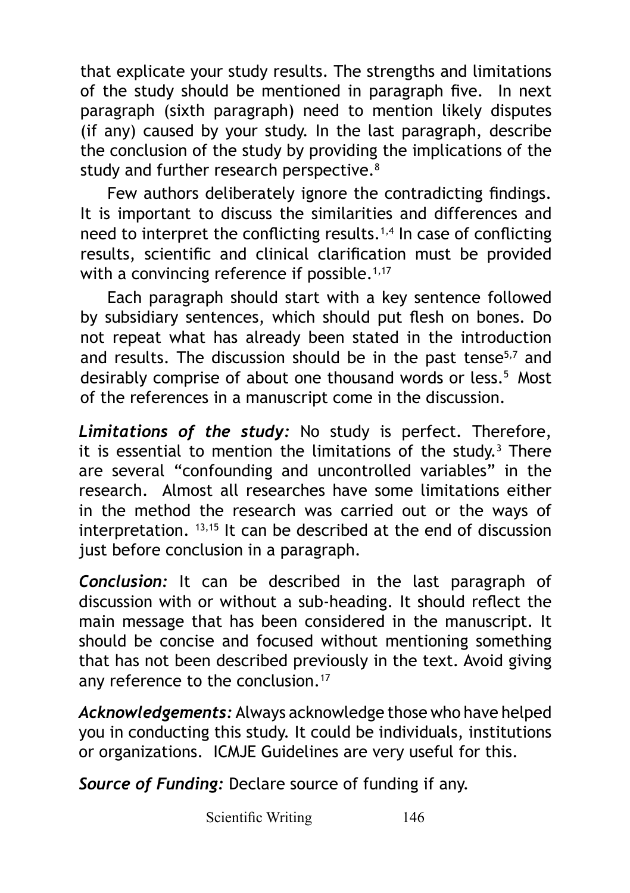that explicate your study results. The strengths and limitations of the study should be mentioned in paragraph five. In next paragraph (sixth paragraph) need to mention likely disputes (if any) caused by your study. In the last paragraph, describe the conclusion of the study by providing the implications of the study and further research perspective.[8]

Few authors deliberately ignore the contradicting findings. It is important to discuss the similarities and differences and need to interpret the conflicting results.[1,4] In case of conflicting results, scientific and clinical clarification must be provided with a convincing reference if possible.[1,17]

Each paragraph should start with a key sentence followed by subsidiary sentences, which should put flesh on bones. Do not repeat what has already been stated in the introduction and results. The discussion should be in the past tense[5,7] and desirably comprise of about one thousand words or less.[5] Most of the references in a manuscript come in the discussion.

***Limitations of the study:*** No study is perfect. Therefore, it is essential to mention the limitations of the study.[3] There are several "confounding and uncontrolled variables" in the research. Almost all researches have some limitations either in the method the research was carried out or the ways of interpretation. [13,15] It can be described at the end of discussion just before conclusion in a paragraph.

***Conclusion:*** It can be described in the last paragraph of discussion with or without a sub-heading. It should reflect the main message that has been considered in the manuscript. It should be concise and focused without mentioning something that has not been described previously in the text. Avoid giving any reference to the conclusion.[17]

***Acknowledgements:*** Always acknowledge those who have helped you in conducting this study. It could be individuals, institutions or organizations. ICMJE Guidelines are very useful for this.

***Source of Funding:*** Declare source of funding if any.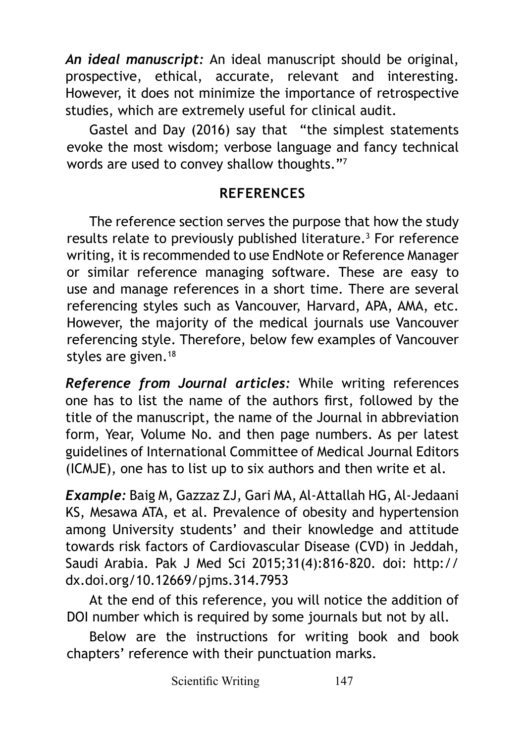***An ideal manuscript:*** An ideal manuscript should be original, prospective, ethical, accurate, relevant and interesting. However, it does not minimize the importance of retrospective studies, which are extremely useful for clinical audit.

Gastel and Day (2016) say that "the simplest statements evoke the most wisdom; verbose language and fancy technical words are used to convey shallow thoughts."[7]

## REFERENCES

The reference section serves the purpose that how the study results relate to previously published literature.[3] For reference writing, it is recommended to use EndNote or Reference Manager or similar reference managing software. These are easy to use and manage references in a short time. There are several referencing styles such as Vancouver, Harvard, APA, AMA, etc. However, the majority of the medical journals use Vancouver referencing style. Therefore, below few examples of Vancouver styles are given.[18]

***Reference from Journal articles:*** While writing references one has to list the name of the authors first, followed by the title of the manuscript, the name of the Journal in abbreviation form, Year, Volume No. and then page numbers. As per latest guidelines of International Committee of Medical Journal Editors (ICMJE), one has to list up to six authors and then write et al.

***Example:*** Baig M, Gazzaz ZJ, Gari MA, Al-Attallah HG, Al-Jedaani KS, Mesawa ATA, et al. Prevalence of obesity and hypertension among University students' and their knowledge and attitude towards risk factors of Cardiovascular Disease (CVD) in Jeddah, Saudi Arabia. Pak J Med Sci 2015;31(4):816-820. doi: http://dx.doi.org/10.12669/pjms.314.7953

At the end of this reference, you will notice the addition of DOI number which is required by some journals but not by all.

Below are the instructions for writing book and book chapters' reference with their punctuation marks.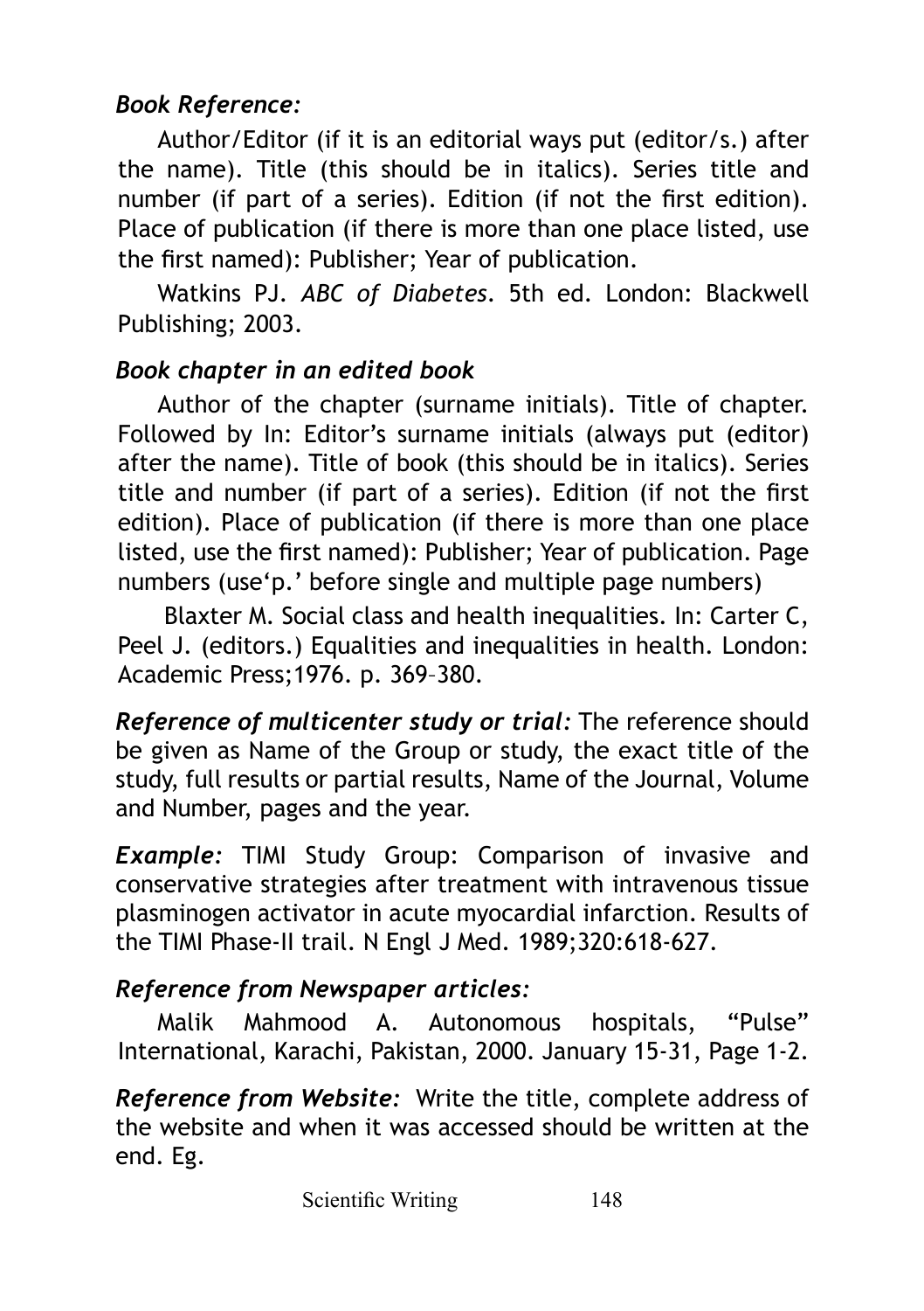*Book Reference:*

Author/Editor (if it is an editorial ways put (editor/s.) after the name). Title (this should be in italics). Series title and number (if part of a series). Edition (if not the first edition). Place of publication (if there is more than one place listed, use the first named): Publisher; Year of publication.

Watkins PJ. *ABC of Diabetes*. 5th ed. London: Blackwell Publishing; 2003.

*Book chapter in an edited book*

Author of the chapter (surname initials). Title of chapter. Followed by In: Editor's surname initials (always put (editor) after the name). Title of book (this should be in italics). Series title and number (if part of a series). Edition (if not the first edition). Place of publication (if there is more than one place listed, use the first named): Publisher; Year of publication. Page numbers (use'p.' before single and multiple page numbers)

Blaxter M. Social class and health inequalities. In: Carter C, Peel J. (editors.) Equalities and inequalities in health. London: Academic Press;1976. p. 369–380.

***Reference of multicenter study or trial:*** The reference should be given as Name of the Group or study, the exact title of the study, full results or partial results, Name of the Journal, Volume and Number, pages and the year.

***Example:*** TIMI Study Group: Comparison of invasive and conservative strategies after treatment with intravenous tissue plasminogen activator in acute myocardial infarction. Results of the TIMI Phase-II trail. N Engl J Med. 1989;320:618-627.

*Reference from Newspaper articles:*

Malik Mahmood A. Autonomous hospitals, "Pulse" International, Karachi, Pakistan, 2000. January 15-31, Page 1-2.

***Reference from Website:*** Write the title, complete address of the website and when it was accessed should be written at the end. Eg.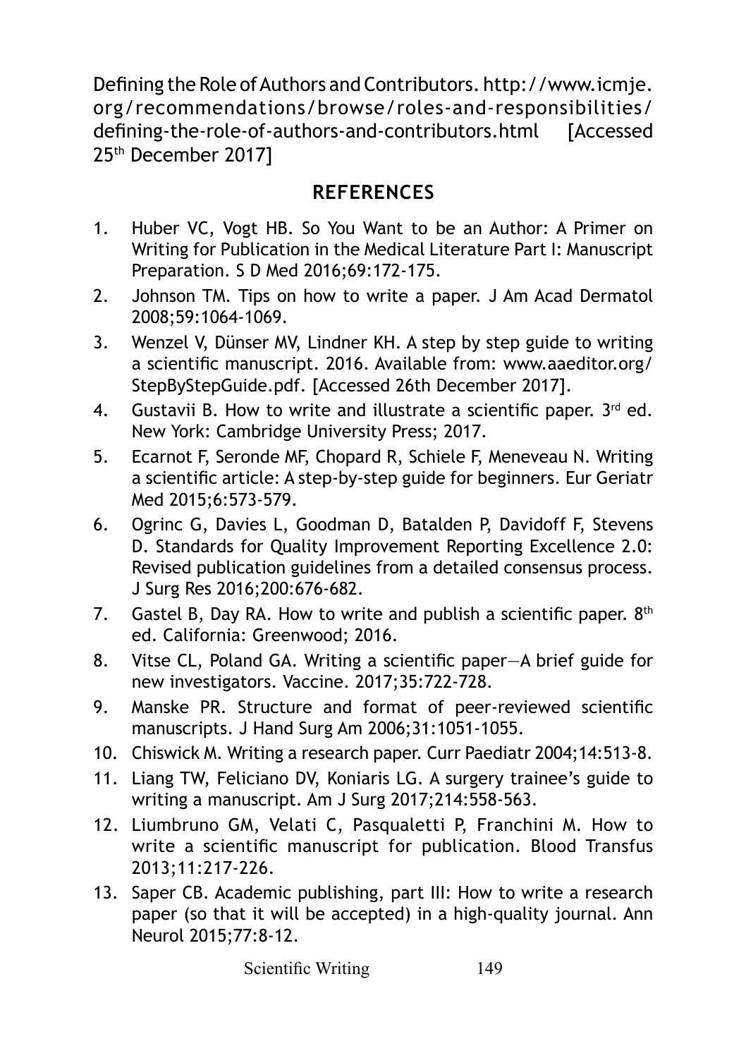Defining the Role of Authors and Contributors. http://www.icmje.org/recommendations/browse/roles-and-responsibilities/defining-the-role-of-authors-and-contributors.html [Accessed 25th December 2017]

## REFERENCES

1. Huber VC, Vogt HB. So You Want to be an Author: A Primer on Writing for Publication in the Medical Literature Part I: Manuscript Preparation. S D Med 2016;69:172-175.
2. Johnson TM. Tips on how to write a paper. J Am Acad Dermatol 2008;59:1064-1069.
3. Wenzel V, Dünser MV, Lindner KH. A step by step guide to writing a scientific manuscript. 2016. Available from: www.aaeditor.org/StepByStepGuide.pdf. [Accessed 26th December 2017].
4. Gustavii B. How to write and illustrate a scientific paper. 3rd ed. New York: Cambridge University Press; 2017.
5. Ecarnot F, Seronde MF, Chopard R, Schiele F, Meneveau N. Writing a scientific article: A step-by-step guide for beginners. Eur Geriatr Med 2015;6:573-579.
6. Ogrinc G, Davies L, Goodman D, Batalden P, Davidoff F, Stevens D. Standards for Quality Improvement Reporting Excellence 2.0: Revised publication guidelines from a detailed consensus process. J Surg Res 2016;200:676-682.
7. Gastel B, Day RA. How to write and publish a scientific paper. 8th ed. California: Greenwood; 2016.
8. Vitse CL, Poland GA. Writing a scientific paper—A brief guide for new investigators. Vaccine. 2017;35:722-728.
9. Manske PR. Structure and format of peer-reviewed scientific manuscripts. J Hand Surg Am 2006;31:1051-1055.
10. Chiswick M. Writing a research paper. Curr Paediatr 2004;14:513-8.
11. Liang TW, Feliciano DV, Koniaris LG. A surgery trainee's guide to writing a manuscript. Am J Surg 2017;214:558-563.
12. Liumbruno GM, Velati C, Pasqualetti P, Franchini M. How to write a scientific manuscript for publication. Blood Transfus 2013;11:217-226.
13. Saper CB. Academic publishing, part III: How to write a research paper (so that it will be accepted) in a high-quality journal. Ann Neurol 2015;77:8-12.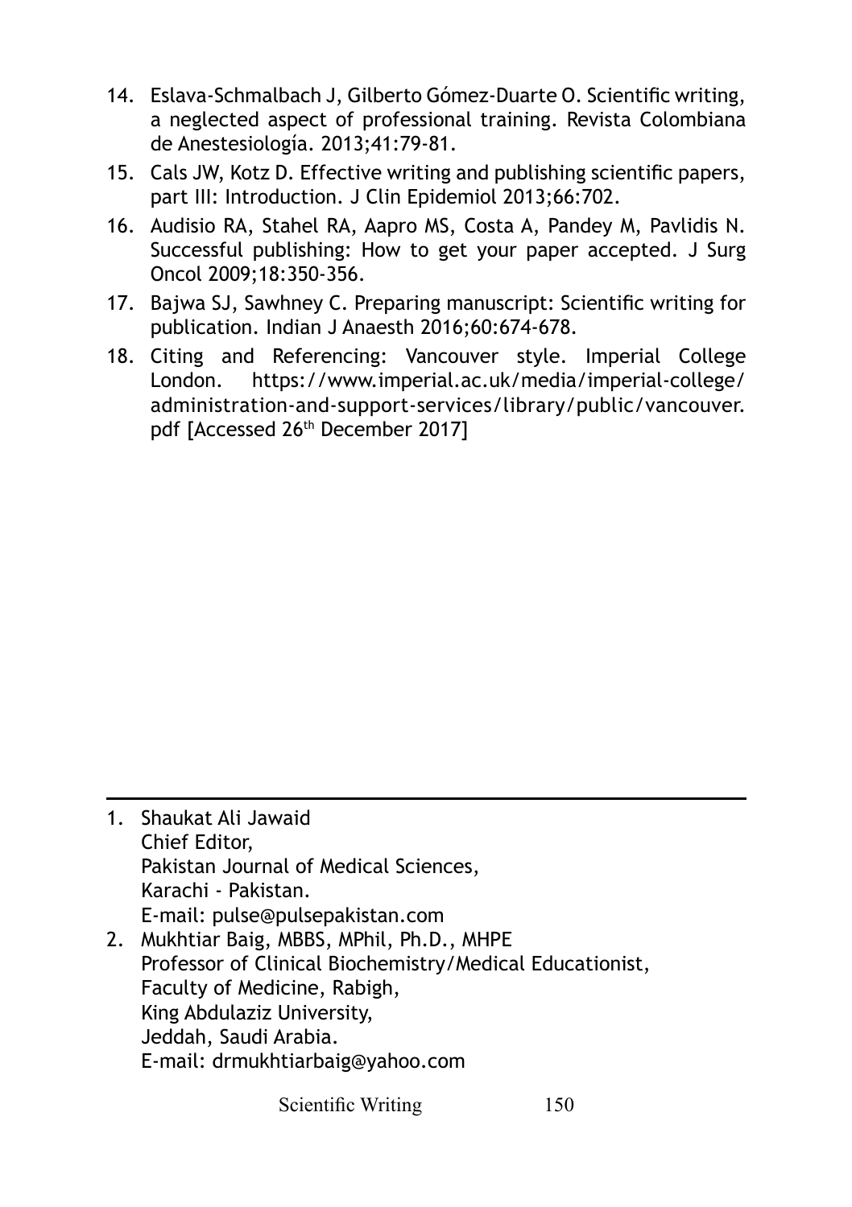14. Eslava-Schmalbach J, Gilberto Gómez-Duarte O. Scientific writing, a neglected aspect of professional training. Revista Colombiana de Anestesiología. 2013;41:79-81.
15. Cals JW, Kotz D. Effective writing and publishing scientific papers, part III: Introduction. J Clin Epidemiol 2013;66:702.
16. Audisio RA, Stahel RA, Aapro MS, Costa A, Pandey M, Pavlidis N. Successful publishing: How to get your paper accepted. J Surg Oncol 2009;18:350-356.
17. Bajwa SJ, Sawhney C. Preparing manuscript: Scientific writing for publication. Indian J Anaesth 2016;60:674-678.
18. Citing and Referencing: Vancouver style. Imperial College London. https://www.imperial.ac.uk/media/imperial-college/administration-and-support-services/library/public/vancouver.pdf [Accessed 26th December 2017]

---

1. Shaukat Ali Jawaid
   Chief Editor,
   Pakistan Journal of Medical Sciences,
   Karachi - Pakistan.
   E-mail: pulse@pulsepakistan.com
2. Mukhtiar Baig, MBBS, MPhil, Ph.D., MHPE
   Professor of Clinical Biochemistry/Medical Educationist,
   Faculty of Medicine, Rabigh,
   King Abdulaziz University,
   Jeddah, Saudi Arabia.
   E-mail: drmukhtiarbaig@yahoo.com